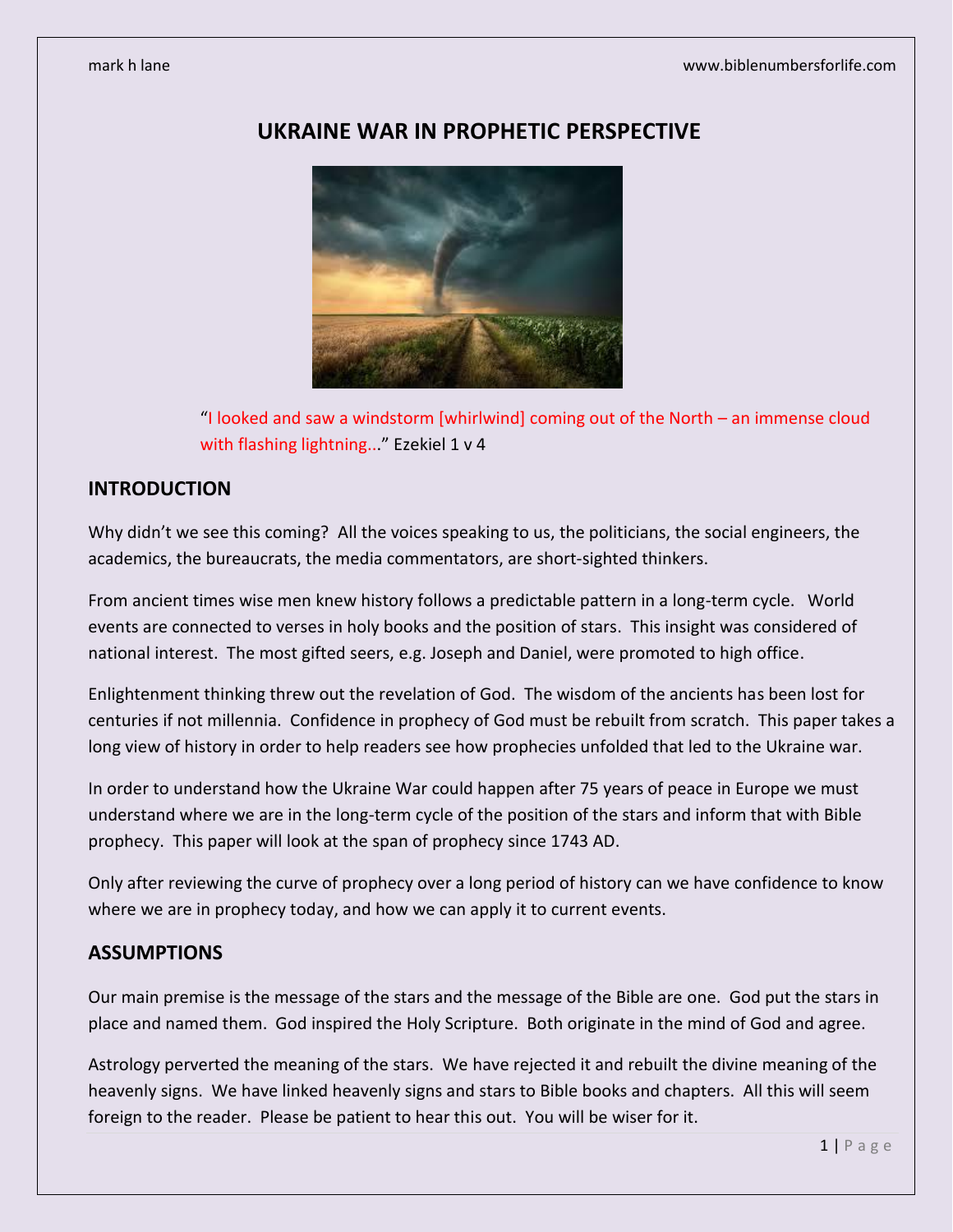# UKRAINE WAR IN PROPHETIC PERSPECTIVE

"I looked and saw a windstorm [whirlwind] coming out of the North – an immense cloud with flashing lightning..." Ezekiel 1 v 4

## INTRODUCTION

Why didn't we see this coming? All the voices speaking to us, the politicians, the social engineers, the academics, the bureaucrats, the media commentators, are short-sighted thinkers.

From ancient times wise men knew history follows a predictable pattern in a long-term cycle. World events are connected to verses in holy books and the position of stars. This insight was considered of national interest. The most gifted seers, e.g. Joseph and Daniel, were promoted to high office.

Enlightenment thinking threw out the revelation of God. The wisdom of the ancients has been lost for centuries if not millennia. Confidence in prophecy of God must be rebuilt from scratch. This paper takes a long view of history in order to help readers see how prophecies unfolded that led to the Ukraine war.

In order to understand how the Ukraine War could happen after 75 years of peace in Europe we must understand where we are in the long-term cycle of the position of the stars and inform that with Bible prophecy. This paper will look at the span of prophecy since 1743 AD.

Only after reviewing the curve of prophecy over a long period of history can we have confidence to know where we are in prophecy today, and how we can apply it to current events.

## ASSUMPTIONS

Our main premise is the message of the stars and the message of the Bible are one. God put the stars in place and named them. God inspired the Holy Scripture. Both originate in the mind of God and agree.

Astrology perverted the meaning of the stars. We have rejected it and rebuilt the divine meaning of the heavenly signs. We have linked heavenly signs and stars to Bible books and chapters. All this will seem foreign to the reader. Please be patient to hear this out. You will be wiser for it.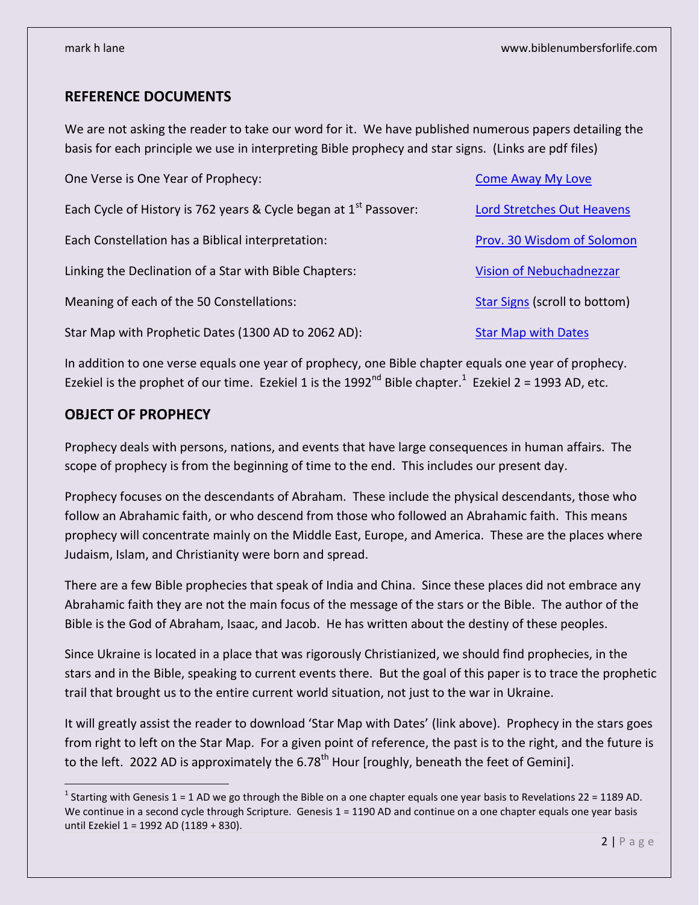## REFERENCE DOCUMENTS

We are not asking the reader to take our word for it. We have published numerous papers detailing the basis for each principle we use in interpreting Bible prophecy and star signs. (Links are pdf files)

| | |
|---|---|
| One Verse is One Year of Prophecy: | Come Away My Love |
| Each Cycle of History is 762 years & Cycle began at 1st Passover: | Lord Stretches Out Heavens |
| Each Constellation has a Biblical interpretation: | Prov. 30 Wisdom of Solomon |
| Linking the Declination of a Star with Bible Chapters: | Vision of Nebuchadnezzar |
| Meaning of each of the 50 Constellations: | Star Signs (scroll to bottom) |
| Star Map with Prophetic Dates (1300 AD to 2062 AD): | Star Map with Dates |

In addition to one verse equals one year of prophecy, one Bible chapter equals one year of prophecy. Ezekiel is the prophet of our time. Ezekiel 1 is the 1992nd Bible chapter.[1] Ezekiel 2 = 1993 AD, etc.

## OBJECT OF PROPHECY

Prophecy deals with persons, nations, and events that have large consequences in human affairs. The scope of prophecy is from the beginning of time to the end. This includes our present day.

Prophecy focuses on the descendants of Abraham. These include the physical descendants, those who follow an Abrahamic faith, or who descend from those who followed an Abrahamic faith. This means prophecy will concentrate mainly on the Middle East, Europe, and America. These are the places where Judaism, Islam, and Christianity were born and spread.

There are a few Bible prophecies that speak of India and China. Since these places did not embrace any Abrahamic faith they are not the main focus of the message of the stars or the Bible. The author of the Bible is the God of Abraham, Isaac, and Jacob. He has written about the destiny of these peoples.

Since Ukraine is located in a place that was rigorously Christianized, we should find prophecies, in the stars and in the Bible, speaking to current events there. But the goal of this paper is to trace the prophetic trail that brought us to the entire current world situation, not just to the war in Ukraine.

It will greatly assist the reader to download 'Star Map with Dates' (link above). Prophecy in the stars goes from right to left on the Star Map. For a given point of reference, the past is to the right, and the future is to the left. 2022 AD is approximately the 6.78th Hour [roughly, beneath the feet of Gemini].

[1] Starting with Genesis 1 = 1 AD we go through the Bible on a one chapter equals one year basis to Revelations 22 = 1189 AD. We continue in a second cycle through Scripture. Genesis 1 = 1190 AD and continue on a one chapter equals one year basis until Ezekiel 1 = 1992 AD (1189 + 830).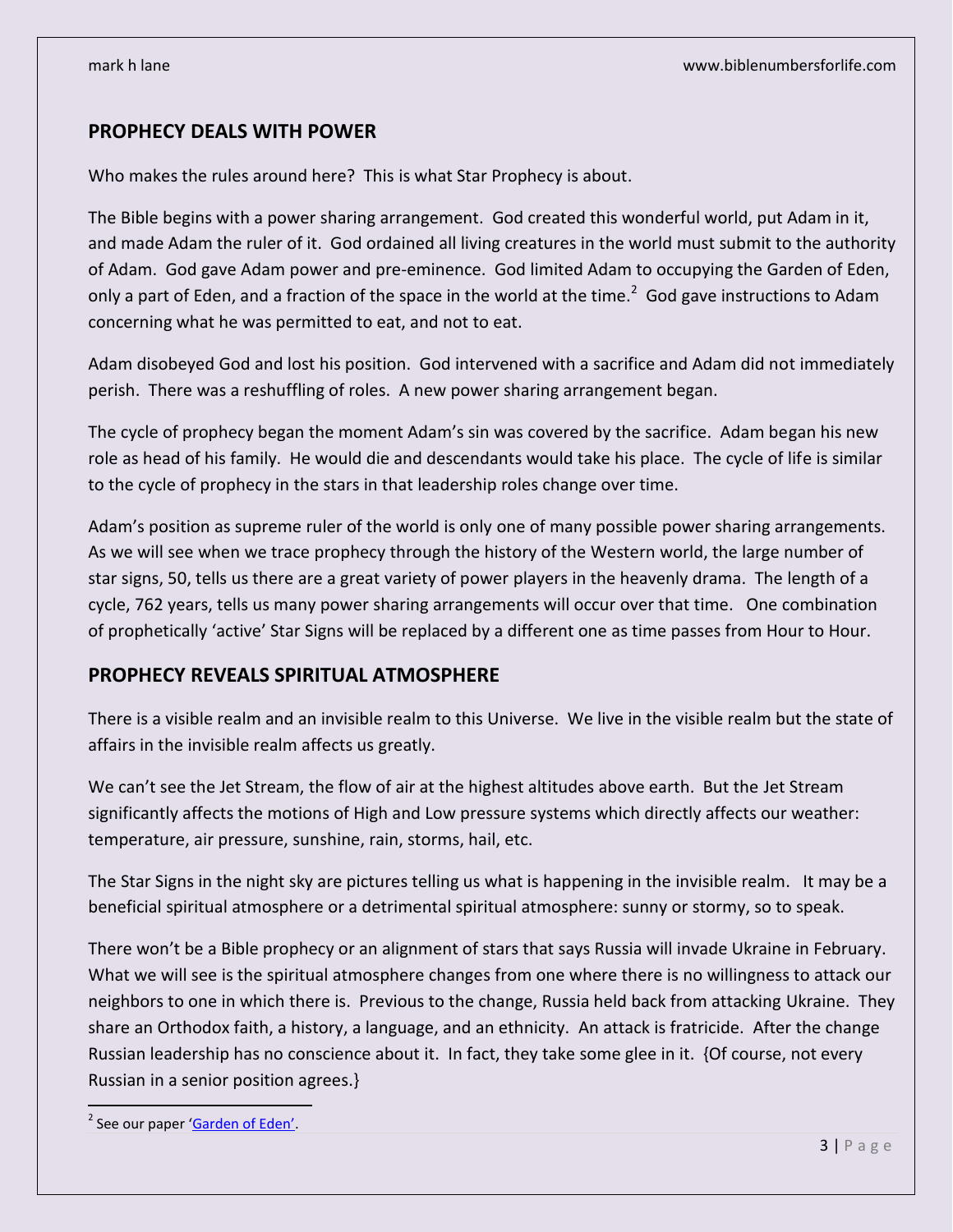## PROPHECY DEALS WITH POWER

Who makes the rules around here? This is what Star Prophecy is about.

The Bible begins with a power sharing arrangement. God created this wonderful world, put Adam in it, and made Adam the ruler of it. God ordained all living creatures in the world must submit to the authority of Adam. God gave Adam power and pre-eminence. God limited Adam to occupying the Garden of Eden, only a part of Eden, and a fraction of the space in the world at the time.[2] God gave instructions to Adam concerning what he was permitted to eat, and not to eat.

Adam disobeyed God and lost his position. God intervened with a sacrifice and Adam did not immediately perish. There was a reshuffling of roles. A new power sharing arrangement began.

The cycle of prophecy began the moment Adam's sin was covered by the sacrifice. Adam began his new role as head of his family. He would die and descendants would take his place. The cycle of life is similar to the cycle of prophecy in the stars in that leadership roles change over time.

Adam's position as supreme ruler of the world is only one of many possible power sharing arrangements. As we will see when we trace prophecy through the history of the Western world, the large number of star signs, 50, tells us there are a great variety of power players in the heavenly drama. The length of a cycle, 762 years, tells us many power sharing arrangements will occur over that time. One combination of prophetically 'active' Star Signs will be replaced by a different one as time passes from Hour to Hour.

## PROPHECY REVEALS SPIRITUAL ATMOSPHERE

There is a visible realm and an invisible realm to this Universe. We live in the visible realm but the state of affairs in the invisible realm affects us greatly.

We can't see the Jet Stream, the flow of air at the highest altitudes above earth. But the Jet Stream significantly affects the motions of High and Low pressure systems which directly affects our weather: temperature, air pressure, sunshine, rain, storms, hail, etc.

The Star Signs in the night sky are pictures telling us what is happening in the invisible realm. It may be a beneficial spiritual atmosphere or a detrimental spiritual atmosphere: sunny or stormy, so to speak.

There won't be a Bible prophecy or an alignment of stars that says Russia will invade Ukraine in February. What we will see is the spiritual atmosphere changes from one where there is no willingness to attack our neighbors to one in which there is. Previous to the change, Russia held back from attacking Ukraine. They share an Orthodox faith, a history, a language, and an ethnicity. An attack is fratricide. After the change Russian leadership has no conscience about it. In fact, they take some glee in it. {Of course, not every Russian in a senior position agrees.}

---

[2] See our paper 'Garden of Eden'.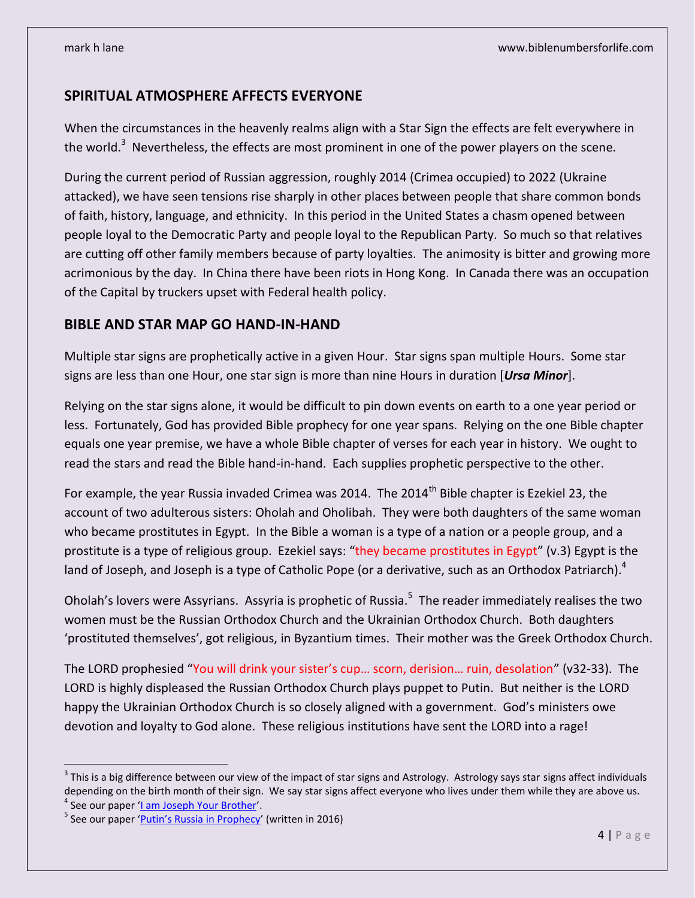## SPIRITUAL ATMOSPHERE AFFECTS EVERYONE

When the circumstances in the heavenly realms align with a Star Sign the effects are felt everywhere in the world.[3] Nevertheless, the effects are most prominent in one of the power players on the scene.

During the current period of Russian aggression, roughly 2014 (Crimea occupied) to 2022 (Ukraine attacked), we have seen tensions rise sharply in other places between people that share common bonds of faith, history, language, and ethnicity. In this period in the United States a chasm opened between people loyal to the Democratic Party and people loyal to the Republican Party. So much so that relatives are cutting off other family members because of party loyalties. The animosity is bitter and growing more acrimonious by the day. In China there have been riots in Hong Kong. In Canada there was an occupation of the Capital by truckers upset with Federal health policy.

## BIBLE AND STAR MAP GO HAND-IN-HAND

Multiple star signs are prophetically active in a given Hour. Star signs span multiple Hours. Some star signs are less than one Hour, one star sign is more than nine Hours in duration [***Ursa Minor***].

Relying on the star signs alone, it would be difficult to pin down events on earth to a one year period or less. Fortunately, God has provided Bible prophecy for one year spans. Relying on the one Bible chapter equals one year premise, we have a whole Bible chapter of verses for each year in history. We ought to read the stars and read the Bible hand-in-hand. Each supplies prophetic perspective to the other.

For example, the year Russia invaded Crimea was 2014. The 2014th Bible chapter is Ezekiel 23, the account of two adulterous sisters: Oholah and Oholibah. They were both daughters of the same woman who became prostitutes in Egypt. In the Bible a woman is a type of a nation or a people group, and a prostitute is a type of religious group. Ezekiel says: "they became prostitutes in Egypt" (v.3) Egypt is the land of Joseph, and Joseph is a type of Catholic Pope (or a derivative, such as an Orthodox Patriarch).[4]

Oholah's lovers were Assyrians. Assyria is prophetic of Russia.[5] The reader immediately realises the two women must be the Russian Orthodox Church and the Ukrainian Orthodox Church. Both daughters 'prostituted themselves', got religious, in Byzantium times. Their mother was the Greek Orthodox Church.

The LORD prophesied "You will drink your sister's cup… scorn, derision… ruin, desolation" (v32-33). The LORD is highly displeased the Russian Orthodox Church plays puppet to Putin. But neither is the LORD happy the Ukrainian Orthodox Church is so closely aligned with a government. God's ministers owe devotion and loyalty to God alone. These religious institutions have sent the LORD into a rage!

---

[3] This is a big difference between our view of the impact of star signs and Astrology. Astrology says star signs affect individuals depending on the birth month of their sign. We say star signs affect everyone who lives under them while they are above us.

[4] See our paper 'I am Joseph Your Brother'.

[5] See our paper 'Putin's Russia in Prophecy' (written in 2016)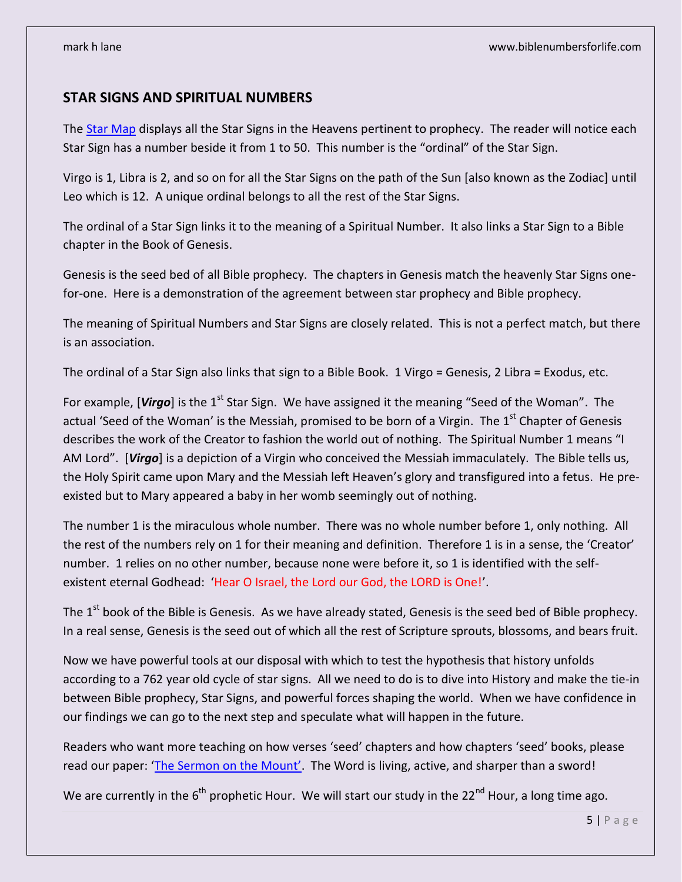## STAR SIGNS AND SPIRITUAL NUMBERS

The Star Map displays all the Star Signs in the Heavens pertinent to prophecy. The reader will notice each Star Sign has a number beside it from 1 to 50. This number is the "ordinal" of the Star Sign.

Virgo is 1, Libra is 2, and so on for all the Star Signs on the path of the Sun [also known as the Zodiac] until Leo which is 12. A unique ordinal belongs to all the rest of the Star Signs.

The ordinal of a Star Sign links it to the meaning of a Spiritual Number. It also links a Star Sign to a Bible chapter in the Book of Genesis.

Genesis is the seed bed of all Bible prophecy. The chapters in Genesis match the heavenly Star Signs one-for-one. Here is a demonstration of the agreement between star prophecy and Bible prophecy.

The meaning of Spiritual Numbers and Star Signs are closely related. This is not a perfect match, but there is an association.

The ordinal of a Star Sign also links that sign to a Bible Book. 1 Virgo = Genesis, 2 Libra = Exodus, etc.

For example, [***Virgo***] is the 1st Star Sign. We have assigned it the meaning "Seed of the Woman". The actual 'Seed of the Woman' is the Messiah, promised to be born of a Virgin. The 1st Chapter of Genesis describes the work of the Creator to fashion the world out of nothing. The Spiritual Number 1 means "I AM Lord". [***Virgo***] is a depiction of a Virgin who conceived the Messiah immaculately. The Bible tells us, the Holy Spirit came upon Mary and the Messiah left Heaven's glory and transfigured into a fetus. He pre-existed but to Mary appeared a baby in her womb seemingly out of nothing.

The number 1 is the miraculous whole number. There was no whole number before 1, only nothing. All the rest of the numbers rely on 1 for their meaning and definition. Therefore 1 is in a sense, the 'Creator' number. 1 relies on no other number, because none were before it, so 1 is identified with the self-existent eternal Godhead: 'Hear O Israel, the Lord our God, the LORD is One!'.

The 1st book of the Bible is Genesis. As we have already stated, Genesis is the seed bed of Bible prophecy. In a real sense, Genesis is the seed out of which all the rest of Scripture sprouts, blossoms, and bears fruit.

Now we have powerful tools at our disposal with which to test the hypothesis that history unfolds according to a 762 year old cycle of star signs. All we need to do is to dive into History and make the tie-in between Bible prophecy, Star Signs, and powerful forces shaping the world. When we have confidence in our findings we can go to the next step and speculate what will happen in the future.

Readers who want more teaching on how verses 'seed' chapters and how chapters 'seed' books, please read our paper: 'The Sermon on the Mount'. The Word is living, active, and sharper than a sword!

We are currently in the 6th prophetic Hour. We will start our study in the 22nd Hour, a long time ago.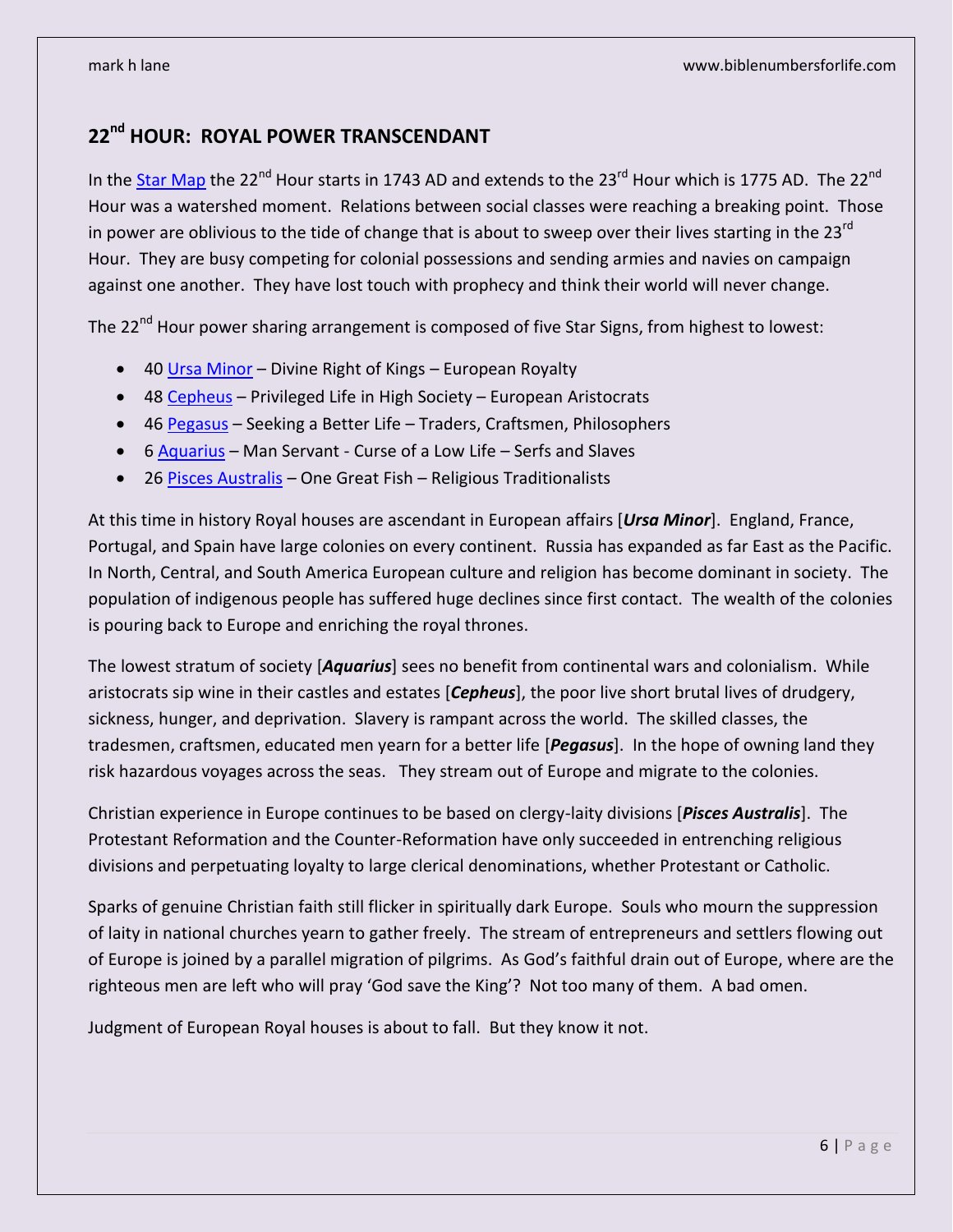## 22nd HOUR: ROYAL POWER TRANSCENDANT

In the Star Map the 22nd Hour starts in 1743 AD and extends to the 23rd Hour which is 1775 AD. The 22nd Hour was a watershed moment. Relations between social classes were reaching a breaking point. Those in power are oblivious to the tide of change that is about to sweep over their lives starting in the 23rd Hour. They are busy competing for colonial possessions and sending armies and navies on campaign against one another. They have lost touch with prophecy and think their world will never change.

The 22nd Hour power sharing arrangement is composed of five Star Signs, from highest to lowest:

- 40 Ursa Minor – Divine Right of Kings – European Royalty
- 48 Cepheus – Privileged Life in High Society – European Aristocrats
- 46 Pegasus – Seeking a Better Life – Traders, Craftsmen, Philosophers
- 6 Aquarius – Man Servant - Curse of a Low Life – Serfs and Slaves
- 26 Pisces Australis – One Great Fish – Religious Traditionalists

At this time in history Royal houses are ascendant in European affairs [***Ursa Minor***]. England, France, Portugal, and Spain have large colonies on every continent. Russia has expanded as far East as the Pacific. In North, Central, and South America European culture and religion has become dominant in society. The population of indigenous people has suffered huge declines since first contact. The wealth of the colonies is pouring back to Europe and enriching the royal thrones.

The lowest stratum of society [***Aquarius***] sees no benefit from continental wars and colonialism. While aristocrats sip wine in their castles and estates [***Cepheus***], the poor live short brutal lives of drudgery, sickness, hunger, and deprivation. Slavery is rampant across the world. The skilled classes, the tradesmen, craftsmen, educated men yearn for a better life [***Pegasus***]. In the hope of owning land they risk hazardous voyages across the seas. They stream out of Europe and migrate to the colonies.

Christian experience in Europe continues to be based on clergy-laity divisions [***Pisces Australis***]. The Protestant Reformation and the Counter-Reformation have only succeeded in entrenching religious divisions and perpetuating loyalty to large clerical denominations, whether Protestant or Catholic.

Sparks of genuine Christian faith still flicker in spiritually dark Europe. Souls who mourn the suppression of laity in national churches yearn to gather freely. The stream of entrepreneurs and settlers flowing out of Europe is joined by a parallel migration of pilgrims. As God's faithful drain out of Europe, where are the righteous men are left who will pray 'God save the King'? Not too many of them. A bad omen.

Judgment of European Royal houses is about to fall. But they know it not.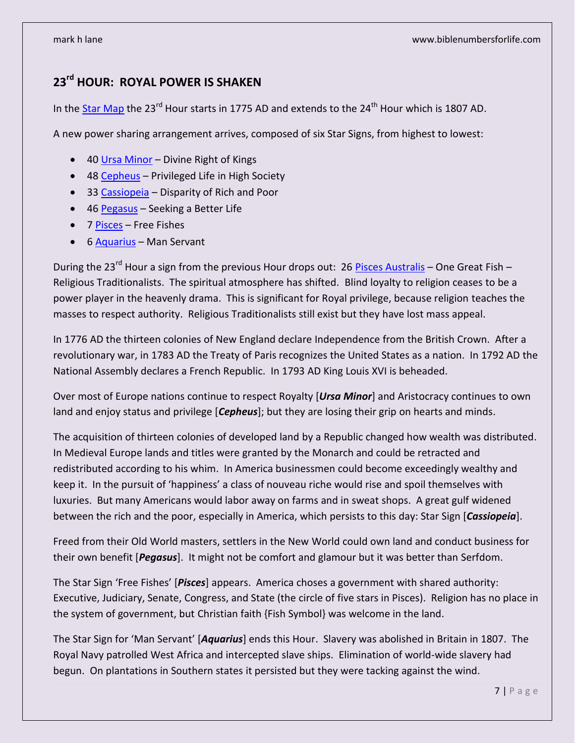## 23rd HOUR: ROYAL POWER IS SHAKEN

In the Star Map the 23rd Hour starts in 1775 AD and extends to the 24th Hour which is 1807 AD.

A new power sharing arrangement arrives, composed of six Star Signs, from highest to lowest:

- 40 Ursa Minor – Divine Right of Kings
- 48 Cepheus – Privileged Life in High Society
- 33 Cassiopeia – Disparity of Rich and Poor
- 46 Pegasus – Seeking a Better Life
- 7 Pisces – Free Fishes
- 6 Aquarius – Man Servant

During the 23rd Hour a sign from the previous Hour drops out: 26 Pisces Australis – One Great Fish – Religious Traditionalists. The spiritual atmosphere has shifted. Blind loyalty to religion ceases to be a power player in the heavenly drama. This is significant for Royal privilege, because religion teaches the masses to respect authority. Religious Traditionalists still exist but they have lost mass appeal.

In 1776 AD the thirteen colonies of New England declare Independence from the British Crown. After a revolutionary war, in 1783 AD the Treaty of Paris recognizes the United States as a nation. In 1792 AD the National Assembly declares a French Republic. In 1793 AD King Louis XVI is beheaded.

Over most of Europe nations continue to respect Royalty [***Ursa Minor***] and Aristocracy continues to own land and enjoy status and privilege [***Cepheus***]; but they are losing their grip on hearts and minds.

The acquisition of thirteen colonies of developed land by a Republic changed how wealth was distributed. In Medieval Europe lands and titles were granted by the Monarch and could be retracted and redistributed according to his whim. In America businessmen could become exceedingly wealthy and keep it. In the pursuit of 'happiness' a class of nouveau riche would rise and spoil themselves with luxuries. But many Americans would labor away on farms and in sweat shops. A great gulf widened between the rich and the poor, especially in America, which persists to this day: Star Sign [***Cassiopeia***].

Freed from their Old World masters, settlers in the New World could own land and conduct business for their own benefit [***Pegasus***]. It might not be comfort and glamour but it was better than Serfdom.

The Star Sign 'Free Fishes' [***Pisces***] appears. America choses a government with shared authority: Executive, Judiciary, Senate, Congress, and State (the circle of five stars in Pisces). Religion has no place in the system of government, but Christian faith {Fish Symbol} was welcome in the land.

The Star Sign for 'Man Servant' [***Aquarius***] ends this Hour. Slavery was abolished in Britain in 1807. The Royal Navy patrolled West Africa and intercepted slave ships. Elimination of world-wide slavery had begun. On plantations in Southern states it persisted but they were tacking against the wind.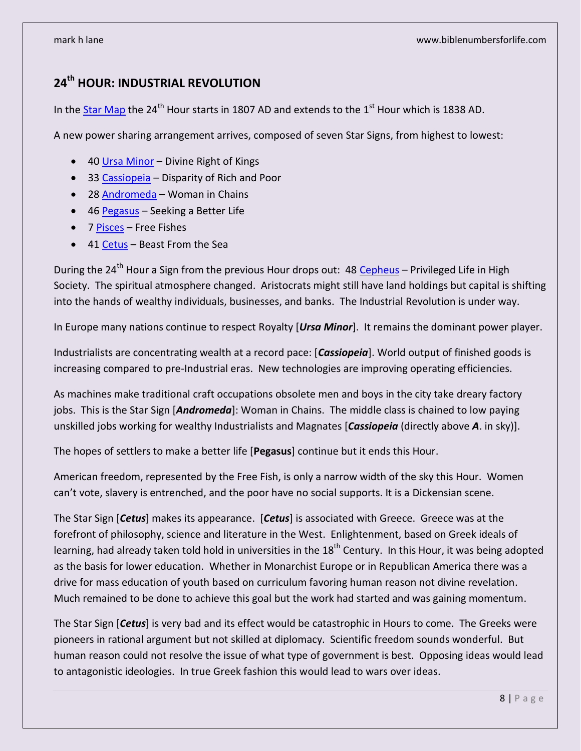## 24th HOUR: INDUSTRIAL REVOLUTION

In the Star Map the 24th Hour starts in 1807 AD and extends to the 1st Hour which is 1838 AD.

A new power sharing arrangement arrives, composed of seven Star Signs, from highest to lowest:

- 40 Ursa Minor – Divine Right of Kings
- 33 Cassiopeia – Disparity of Rich and Poor
- 28 Andromeda – Woman in Chains
- 46 Pegasus – Seeking a Better Life
- 7 Pisces – Free Fishes
- 41 Cetus – Beast From the Sea

During the 24th Hour a Sign from the previous Hour drops out: 48 Cepheus – Privileged Life in High Society. The spiritual atmosphere changed. Aristocrats might still have land holdings but capital is shifting into the hands of wealthy individuals, businesses, and banks. The Industrial Revolution is under way.

In Europe many nations continue to respect Royalty [***Ursa Minor***]. It remains the dominant power player.

Industrialists are concentrating wealth at a record pace: [***Cassiopeia***]. World output of finished goods is increasing compared to pre-Industrial eras. New technologies are improving operating efficiencies.

As machines make traditional craft occupations obsolete men and boys in the city take dreary factory jobs. This is the Star Sign [***Andromeda***]: Woman in Chains. The middle class is chained to low paying unskilled jobs working for wealthy Industrialists and Magnates [***Cassiopeia*** (directly above ***A***. in sky)].

The hopes of settlers to make a better life [**Pegasus**] continue but it ends this Hour.

American freedom, represented by the Free Fish, is only a narrow width of the sky this Hour. Women can't vote, slavery is entrenched, and the poor have no social supports. It is a Dickensian scene.

The Star Sign [***Cetus***] makes its appearance. [***Cetus***] is associated with Greece. Greece was at the forefront of philosophy, science and literature in the West. Enlightenment, based on Greek ideals of learning, had already taken told hold in universities in the 18th Century. In this Hour, it was being adopted as the basis for lower education. Whether in Monarchist Europe or in Republican America there was a drive for mass education of youth based on curriculum favoring human reason not divine revelation. Much remained to be done to achieve this goal but the work had started and was gaining momentum.

The Star Sign [***Cetus***] is very bad and its effect would be catastrophic in Hours to come. The Greeks were pioneers in rational argument but not skilled at diplomacy. Scientific freedom sounds wonderful. But human reason could not resolve the issue of what type of government is best. Opposing ideas would lead to antagonistic ideologies. In true Greek fashion this would lead to wars over ideas.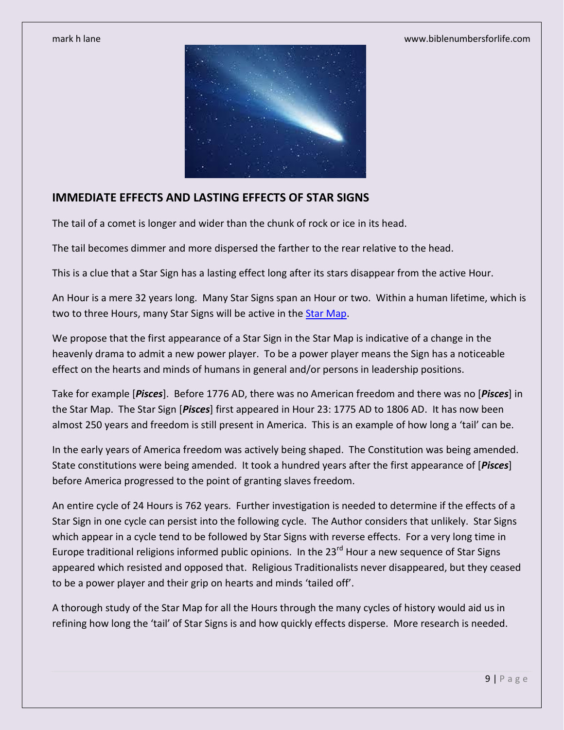## IMMEDIATE EFFECTS AND LASTING EFFECTS OF STAR SIGNS

The tail of a comet is longer and wider than the chunk of rock or ice in its head.

The tail becomes dimmer and more dispersed the farther to the rear relative to the head.

This is a clue that a Star Sign has a lasting effect long after its stars disappear from the active Hour.

An Hour is a mere 32 years long. Many Star Signs span an Hour or two. Within a human lifetime, which is two to three Hours, many Star Signs will be active in the Star Map.

We propose that the first appearance of a Star Sign in the Star Map is indicative of a change in the heavenly drama to admit a new power player. To be a power player means the Sign has a noticeable effect on the hearts and minds of humans in general and/or persons in leadership positions.

Take for example [***Pisces***]. Before 1776 AD, there was no American freedom and there was no [***Pisces***] in the Star Map. The Star Sign [***Pisces***] first appeared in Hour 23: 1775 AD to 1806 AD. It has now been almost 250 years and freedom is still present in America. This is an example of how long a 'tail' can be.

In the early years of America freedom was actively being shaped. The Constitution was being amended. State constitutions were being amended. It took a hundred years after the first appearance of [***Pisces***] before America progressed to the point of granting slaves freedom.

An entire cycle of 24 Hours is 762 years. Further investigation is needed to determine if the effects of a Star Sign in one cycle can persist into the following cycle. The Author considers that unlikely. Star Signs which appear in a cycle tend to be followed by Star Signs with reverse effects. For a very long time in Europe traditional religions informed public opinions. In the 23rd Hour a new sequence of Star Signs appeared which resisted and opposed that. Religious Traditionalists never disappeared, but they ceased to be a power player and their grip on hearts and minds 'tailed off'.

A thorough study of the Star Map for all the Hours through the many cycles of history would aid us in refining how long the 'tail' of Star Signs is and how quickly effects disperse. More research is needed.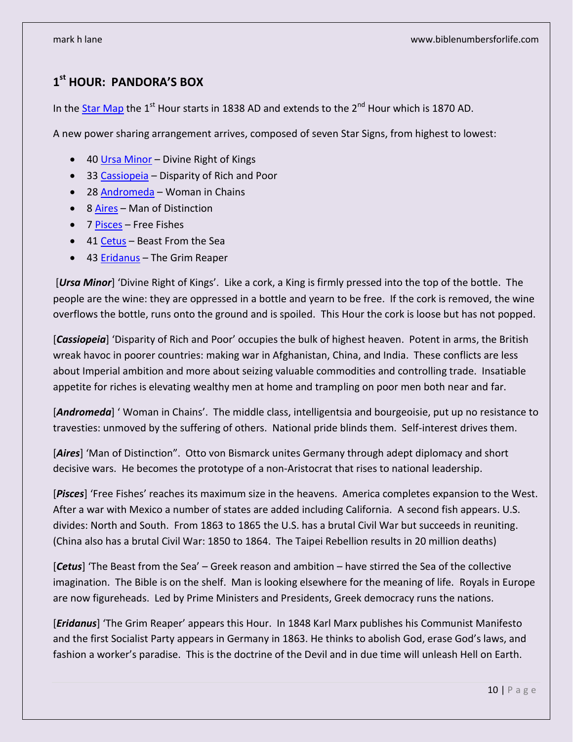## 1st HOUR: PANDORA'S BOX

In the Star Map the 1st Hour starts in 1838 AD and extends to the 2nd Hour which is 1870 AD.

A new power sharing arrangement arrives, composed of seven Star Signs, from highest to lowest:

- 40 Ursa Minor – Divine Right of Kings
- 33 Cassiopeia – Disparity of Rich and Poor
- 28 Andromeda – Woman in Chains
- 8 Aires – Man of Distinction
- 7 Pisces – Free Fishes
- 41 Cetus – Beast From the Sea
- 43 Eridanus – The Grim Reaper

[***Ursa Minor***] 'Divine Right of Kings'. Like a cork, a King is firmly pressed into the top of the bottle. The people are the wine: they are oppressed in a bottle and yearn to be free. If the cork is removed, the wine overflows the bottle, runs onto the ground and is spoiled. This Hour the cork is loose but has not popped.

[***Cassiopeia***] 'Disparity of Rich and Poor' occupies the bulk of highest heaven. Potent in arms, the British wreak havoc in poorer countries: making war in Afghanistan, China, and India. These conflicts are less about Imperial ambition and more about seizing valuable commodities and controlling trade. Insatiable appetite for riches is elevating wealthy men at home and trampling on poor men both near and far.

[***Andromeda***] ' Woman in Chains'. The middle class, intelligentsia and bourgeoisie, put up no resistance to travesties: unmoved by the suffering of others. National pride blinds them. Self-interest drives them.

[***Aires***] 'Man of Distinction". Otto von Bismarck unites Germany through adept diplomacy and short decisive wars. He becomes the prototype of a non-Aristocrat that rises to national leadership.

[***Pisces***] 'Free Fishes' reaches its maximum size in the heavens. America completes expansion to the West. After a war with Mexico a number of states are added including California. A second fish appears. U.S. divides: North and South. From 1863 to 1865 the U.S. has a brutal Civil War but succeeds in reuniting. (China also has a brutal Civil War: 1850 to 1864. The Taipei Rebellion results in 20 million deaths)

[***Cetus***] 'The Beast from the Sea' – Greek reason and ambition – have stirred the Sea of the collective imagination. The Bible is on the shelf. Man is looking elsewhere for the meaning of life. Royals in Europe are now figureheads. Led by Prime Ministers and Presidents, Greek democracy runs the nations.

[***Eridanus***] 'The Grim Reaper' appears this Hour. In 1848 Karl Marx publishes his Communist Manifesto and the first Socialist Party appears in Germany in 1863. He thinks to abolish God, erase God's laws, and fashion a worker's paradise. This is the doctrine of the Devil and in due time will unleash Hell on Earth.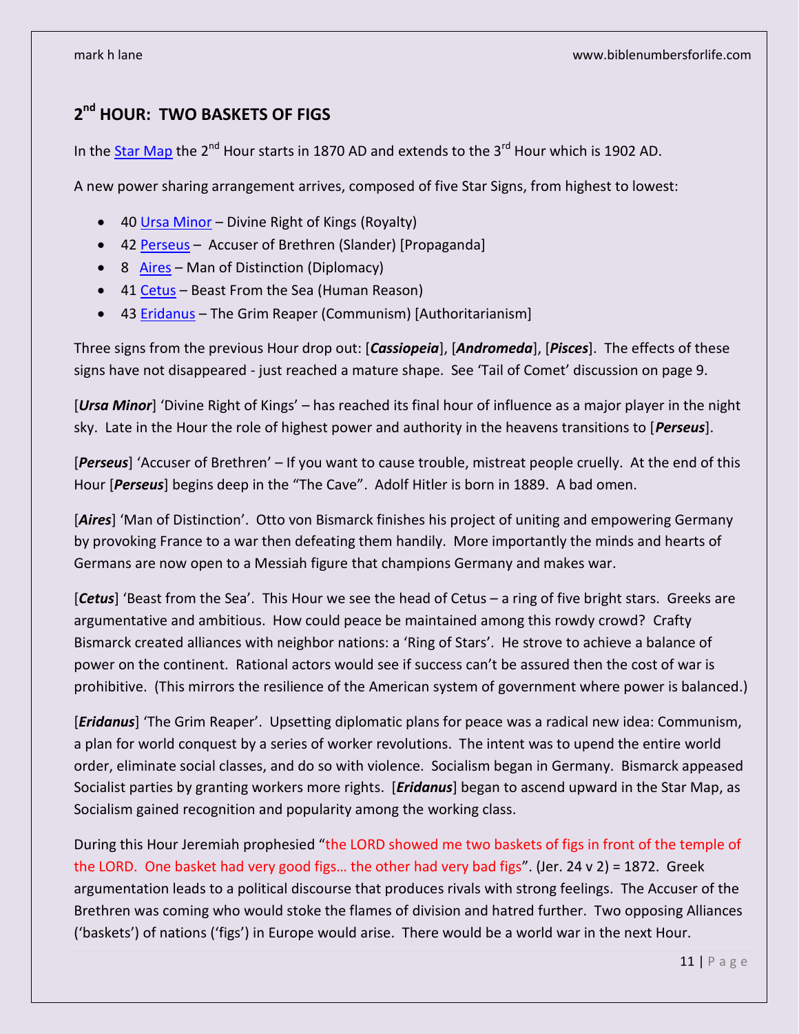## 2nd HOUR:  TWO BASKETS OF FIGS

In the Star Map the 2nd Hour starts in 1870 AD and extends to the 3rd Hour which is 1902 AD.

A new power sharing arrangement arrives, composed of five Star Signs, from highest to lowest:

- 40 Ursa Minor – Divine Right of Kings (Royalty)
- 42 Perseus – Accuser of Brethren (Slander) [Propaganda]
- 8 Aires – Man of Distinction (Diplomacy)
- 41 Cetus – Beast From the Sea (Human Reason)
- 43 Eridanus – The Grim Reaper (Communism) [Authoritarianism]

Three signs from the previous Hour drop out: [***Cassiopeia***], [***Andromeda***], [***Pisces***]. The effects of these signs have not disappeared - just reached a mature shape. See 'Tail of Comet' discussion on page 9.

[***Ursa Minor***] 'Divine Right of Kings' – has reached its final hour of influence as a major player in the night sky. Late in the Hour the role of highest power and authority in the heavens transitions to [***Perseus***].

[***Perseus***] 'Accuser of Brethren' – If you want to cause trouble, mistreat people cruelly. At the end of this Hour [***Perseus***] begins deep in the "The Cave". Adolf Hitler is born in 1889. A bad omen.

[***Aires***] 'Man of Distinction'. Otto von Bismarck finishes his project of uniting and empowering Germany by provoking France to a war then defeating them handily. More importantly the minds and hearts of Germans are now open to a Messiah figure that champions Germany and makes war.

[***Cetus***] 'Beast from the Sea'. This Hour we see the head of Cetus – a ring of five bright stars. Greeks are argumentative and ambitious. How could peace be maintained among this rowdy crowd? Crafty Bismarck created alliances with neighbor nations: a 'Ring of Stars'. He strove to achieve a balance of power on the continent. Rational actors would see if success can't be assured then the cost of war is prohibitive. (This mirrors the resilience of the American system of government where power is balanced.)

[***Eridanus***] 'The Grim Reaper'. Upsetting diplomatic plans for peace was a radical new idea: Communism, a plan for world conquest by a series of worker revolutions. The intent was to upend the entire world order, eliminate social classes, and do so with violence. Socialism began in Germany. Bismarck appeased Socialist parties by granting workers more rights. [***Eridanus***] began to ascend upward in the Star Map, as Socialism gained recognition and popularity among the working class.

During this Hour Jeremiah prophesied "the LORD showed me two baskets of figs in front of the temple of the LORD. One basket had very good figs… the other had very bad figs". (Jer. 24 v 2) = 1872. Greek argumentation leads to a political discourse that produces rivals with strong feelings. The Accuser of the Brethren was coming who would stoke the flames of division and hatred further. Two opposing Alliances ('baskets') of nations ('figs') in Europe would arise. There would be a world war in the next Hour.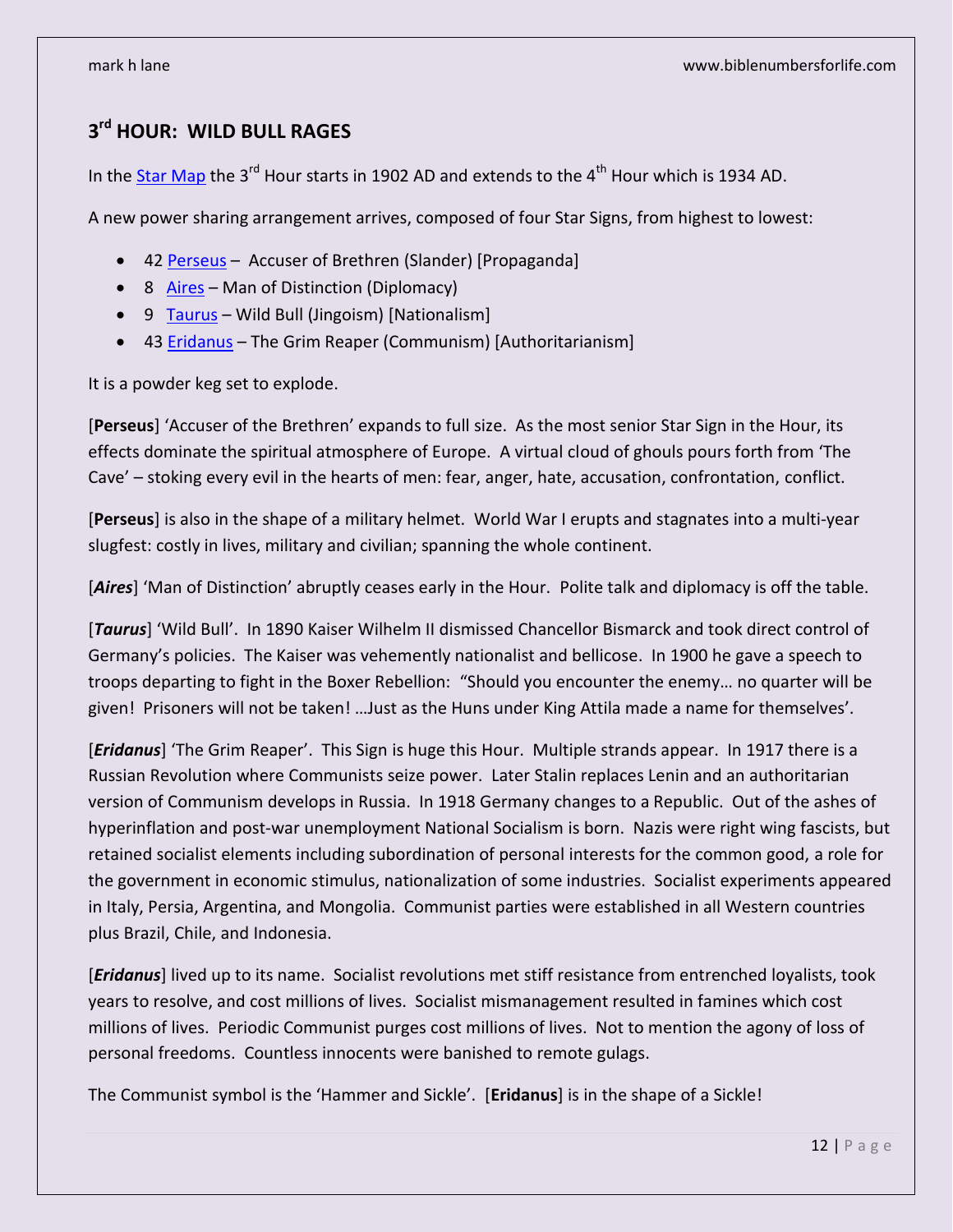## 3rd HOUR: WILD BULL RAGES

In the Star Map the 3rd Hour starts in 1902 AD and extends to the 4th Hour which is 1934 AD.

A new power sharing arrangement arrives, composed of four Star Signs, from highest to lowest:

- 42 Perseus – Accuser of Brethren (Slander) [Propaganda]
- 8 Aires – Man of Distinction (Diplomacy)
- 9 Taurus – Wild Bull (Jingoism) [Nationalism]
- 43 Eridanus – The Grim Reaper (Communism) [Authoritarianism]

It is a powder keg set to explode.

[**Perseus**] 'Accuser of the Brethren' expands to full size. As the most senior Star Sign in the Hour, its effects dominate the spiritual atmosphere of Europe. A virtual cloud of ghouls pours forth from 'The Cave' – stoking every evil in the hearts of men: fear, anger, hate, accusation, confrontation, conflict.

[**Perseus**] is also in the shape of a military helmet. World War I erupts and stagnates into a multi-year slugfest: costly in lives, military and civilian; spanning the whole continent.

[***Aires***] 'Man of Distinction' abruptly ceases early in the Hour. Polite talk and diplomacy is off the table.

[***Taurus***] 'Wild Bull'. In 1890 Kaiser Wilhelm II dismissed Chancellor Bismarck and took direct control of Germany's policies. The Kaiser was vehemently nationalist and bellicose. In 1900 he gave a speech to troops departing to fight in the Boxer Rebellion: "Should you encounter the enemy… no quarter will be given! Prisoners will not be taken! …Just as the Huns under King Attila made a name for themselves'.

[***Eridanus***] 'The Grim Reaper'. This Sign is huge this Hour. Multiple strands appear. In 1917 there is a Russian Revolution where Communists seize power. Later Stalin replaces Lenin and an authoritarian version of Communism develops in Russia. In 1918 Germany changes to a Republic. Out of the ashes of hyperinflation and post-war unemployment National Socialism is born. Nazis were right wing fascists, but retained socialist elements including subordination of personal interests for the common good, a role for the government in economic stimulus, nationalization of some industries. Socialist experiments appeared in Italy, Persia, Argentina, and Mongolia. Communist parties were established in all Western countries plus Brazil, Chile, and Indonesia.

[***Eridanus***] lived up to its name. Socialist revolutions met stiff resistance from entrenched loyalists, took years to resolve, and cost millions of lives. Socialist mismanagement resulted in famines which cost millions of lives. Periodic Communist purges cost millions of lives. Not to mention the agony of loss of personal freedoms. Countless innocents were banished to remote gulags.

The Communist symbol is the 'Hammer and Sickle'. [**Eridanus**] is in the shape of a Sickle!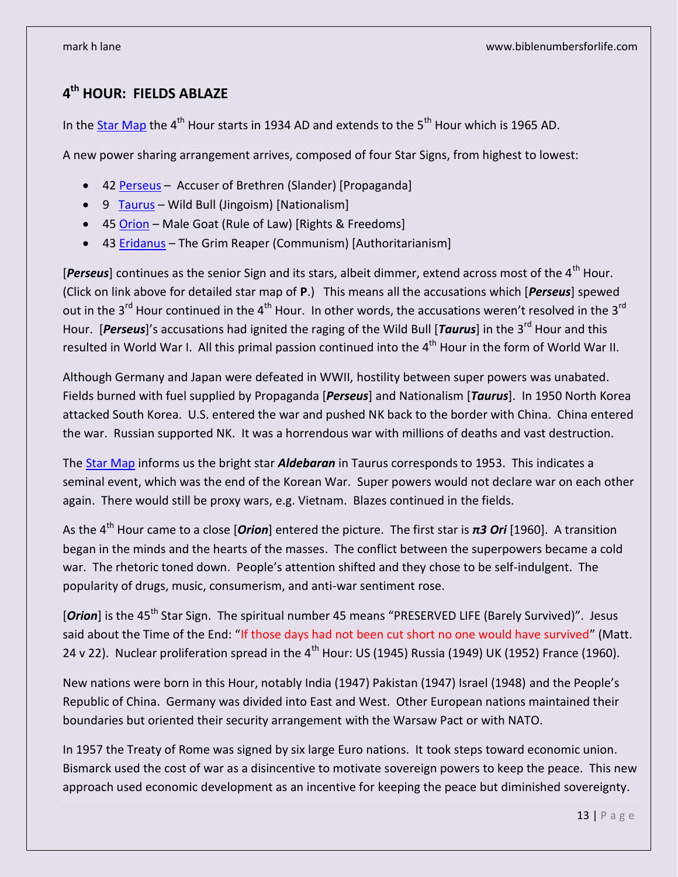## 4th HOUR: FIELDS ABLAZE

In the Star Map the 4th Hour starts in 1934 AD and extends to the 5th Hour which is 1965 AD.

A new power sharing arrangement arrives, composed of four Star Signs, from highest to lowest:

- 42 Perseus – Accuser of Brethren (Slander) [Propaganda]
- 9 Taurus – Wild Bull (Jingoism) [Nationalism]
- 45 Orion – Male Goat (Rule of Law) [Rights & Freedoms]
- 43 Eridanus – The Grim Reaper (Communism) [Authoritarianism]

[***Perseus***] continues as the senior Sign and its stars, albeit dimmer, extend across most of the 4th Hour. (Click on link above for detailed star map of **P**.) This means all the accusations which [***Perseus***] spewed out in the 3rd Hour continued in the 4th Hour. In other words, the accusations weren't resolved in the 3rd Hour. [***Perseus***]'s accusations had ignited the raging of the Wild Bull [***Taurus***] in the 3rd Hour and this resulted in World War I. All this primal passion continued into the 4th Hour in the form of World War II.

Although Germany and Japan were defeated in WWII, hostility between super powers was unabated. Fields burned with fuel supplied by Propaganda [***Perseus***] and Nationalism [***Taurus***]. In 1950 North Korea attacked South Korea. U.S. entered the war and pushed NK back to the border with China. China entered the war. Russian supported NK. It was a horrendous war with millions of deaths and vast destruction.

The Star Map informs us the bright star ***Aldebaran*** in Taurus corresponds to 1953. This indicates a seminal event, which was the end of the Korean War. Super powers would not declare war on each other again. There would still be proxy wars, e.g. Vietnam. Blazes continued in the fields.

As the 4th Hour came to a close [***Orion***] entered the picture. The first star is ***π3 Ori*** [1960]. A transition began in the minds and the hearts of the masses. The conflict between the superpowers became a cold war. The rhetoric toned down. People's attention shifted and they chose to be self-indulgent. The popularity of drugs, music, consumerism, and anti-war sentiment rose.

[***Orion***] is the 45th Star Sign. The spiritual number 45 means "PRESERVED LIFE (Barely Survived)". Jesus said about the Time of the End: "If those days had not been cut short no one would have survived" (Matt. 24 v 22). Nuclear proliferation spread in the 4th Hour: US (1945) Russia (1949) UK (1952) France (1960).

New nations were born in this Hour, notably India (1947) Pakistan (1947) Israel (1948) and the People's Republic of China. Germany was divided into East and West. Other European nations maintained their boundaries but oriented their security arrangement with the Warsaw Pact or with NATO.

In 1957 the Treaty of Rome was signed by six large Euro nations. It took steps toward economic union. Bismarck used the cost of war as a disincentive to motivate sovereign powers to keep the peace. This new approach used economic development as an incentive for keeping the peace but diminished sovereignty.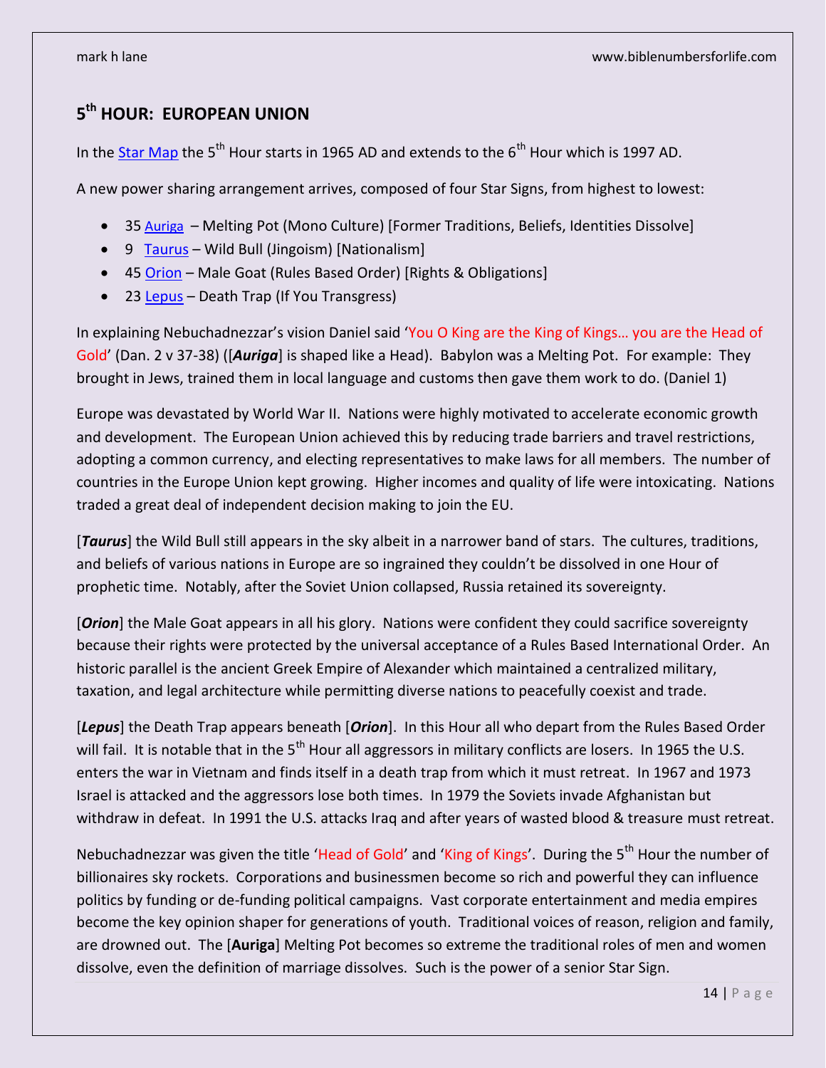## 5th HOUR: EUROPEAN UNION

In the Star Map the 5th Hour starts in 1965 AD and extends to the 6th Hour which is 1997 AD.

A new power sharing arrangement arrives, composed of four Star Signs, from highest to lowest:

- 35 Auriga – Melting Pot (Mono Culture) [Former Traditions, Beliefs, Identities Dissolve]
- 9 Taurus – Wild Bull (Jingoism) [Nationalism]
- 45 Orion – Male Goat (Rules Based Order) [Rights & Obligations]
- 23 Lepus – Death Trap (If You Transgress)

In explaining Nebuchadnezzar's vision Daniel said 'You O King are the King of Kings… you are the Head of Gold' (Dan. 2 v 37-38) ([***Auriga***] is shaped like a Head). Babylon was a Melting Pot. For example: They brought in Jews, trained them in local language and customs then gave them work to do. (Daniel 1)

Europe was devastated by World War II. Nations were highly motivated to accelerate economic growth and development. The European Union achieved this by reducing trade barriers and travel restrictions, adopting a common currency, and electing representatives to make laws for all members. The number of countries in the Europe Union kept growing. Higher incomes and quality of life were intoxicating. Nations traded a great deal of independent decision making to join the EU.

[***Taurus***] the Wild Bull still appears in the sky albeit in a narrower band of stars. The cultures, traditions, and beliefs of various nations in Europe are so ingrained they couldn't be dissolved in one Hour of prophetic time. Notably, after the Soviet Union collapsed, Russia retained its sovereignty.

[***Orion***] the Male Goat appears in all his glory. Nations were confident they could sacrifice sovereignty because their rights were protected by the universal acceptance of a Rules Based International Order. An historic parallel is the ancient Greek Empire of Alexander which maintained a centralized military, taxation, and legal architecture while permitting diverse nations to peacefully coexist and trade.

[***Lepus***] the Death Trap appears beneath [***Orion***]. In this Hour all who depart from the Rules Based Order will fail. It is notable that in the 5th Hour all aggressors in military conflicts are losers. In 1965 the U.S. enters the war in Vietnam and finds itself in a death trap from which it must retreat. In 1967 and 1973 Israel is attacked and the aggressors lose both times. In 1979 the Soviets invade Afghanistan but withdraw in defeat. In 1991 the U.S. attacks Iraq and after years of wasted blood & treasure must retreat.

Nebuchadnezzar was given the title 'Head of Gold' and 'King of Kings'. During the 5th Hour the number of billionaires sky rockets. Corporations and businessmen become so rich and powerful they can influence politics by funding or de-funding political campaigns. Vast corporate entertainment and media empires become the key opinion shaper for generations of youth. Traditional voices of reason, religion and family, are drowned out. The [**Auriga**] Melting Pot becomes so extreme the traditional roles of men and women dissolve, even the definition of marriage dissolves. Such is the power of a senior Star Sign.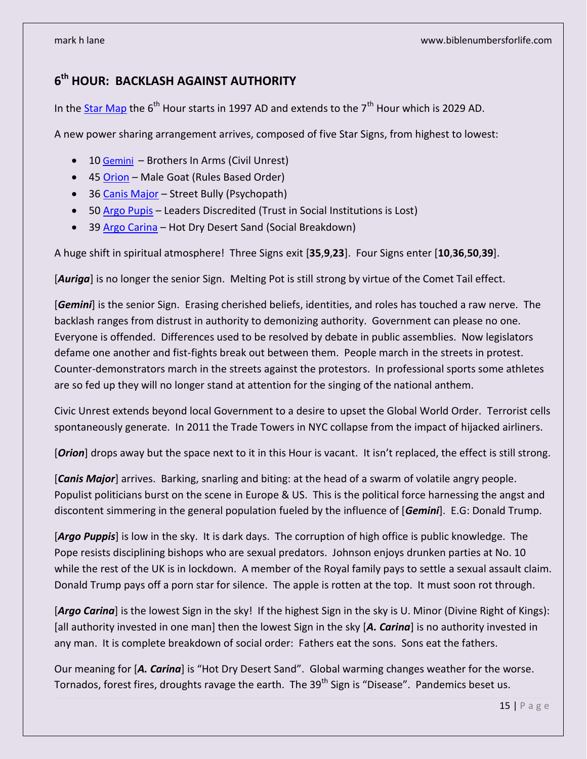## 6th HOUR: BACKLASH AGAINST AUTHORITY

In the Star Map the 6th Hour starts in 1997 AD and extends to the 7th Hour which is 2029 AD.

A new power sharing arrangement arrives, composed of five Star Signs, from highest to lowest:

- 10 Gemini – Brothers In Arms (Civil Unrest)
- 45 Orion – Male Goat (Rules Based Order)
- 36 Canis Major – Street Bully (Psychopath)
- 50 Argo Pupis – Leaders Discredited (Trust in Social Institutions is Lost)
- 39 Argo Carina – Hot Dry Desert Sand (Social Breakdown)

A huge shift in spiritual atmosphere! Three Signs exit [**35**,**9**,**23**]. Four Signs enter [**10**,**36**,**50**,**39**].

[***Auriga***] is no longer the senior Sign. Melting Pot is still strong by virtue of the Comet Tail effect.

[***Gemini***] is the senior Sign. Erasing cherished beliefs, identities, and roles has touched a raw nerve. The backlash ranges from distrust in authority to demonizing authority. Government can please no one. Everyone is offended. Differences used to be resolved by debate in public assemblies. Now legislators defame one another and fist-fights break out between them. People march in the streets in protest. Counter-demonstrators march in the streets against the protestors. In professional sports some athletes are so fed up they will no longer stand at attention for the singing of the national anthem.

Civic Unrest extends beyond local Government to a desire to upset the Global World Order. Terrorist cells spontaneously generate. In 2011 the Trade Towers in NYC collapse from the impact of hijacked airliners.

[***Orion***] drops away but the space next to it in this Hour is vacant. It isn't replaced, the effect is still strong.

[***Canis Major***] arrives. Barking, snarling and biting: at the head of a swarm of volatile angry people. Populist politicians burst on the scene in Europe & US. This is the political force harnessing the angst and discontent simmering in the general population fueled by the influence of [***Gemini***]. E.G: Donald Trump.

[***Argo Puppis***] is low in the sky. It is dark days. The corruption of high office is public knowledge. The Pope resists disciplining bishops who are sexual predators. Johnson enjoys drunken parties at No. 10 while the rest of the UK is in lockdown. A member of the Royal family pays to settle a sexual assault claim. Donald Trump pays off a porn star for silence. The apple is rotten at the top. It must soon rot through.

[***Argo Carina***] is the lowest Sign in the sky! If the highest Sign in the sky is U. Minor (Divine Right of Kings): [all authority invested in one man] then the lowest Sign in the sky [***A. Carina***] is no authority invested in any man. It is complete breakdown of social order: Fathers eat the sons. Sons eat the fathers.

Our meaning for [***A. Carina***] is "Hot Dry Desert Sand". Global warming changes weather for the worse. Tornados, forest fires, droughts ravage the earth. The 39th Sign is "Disease". Pandemics beset us.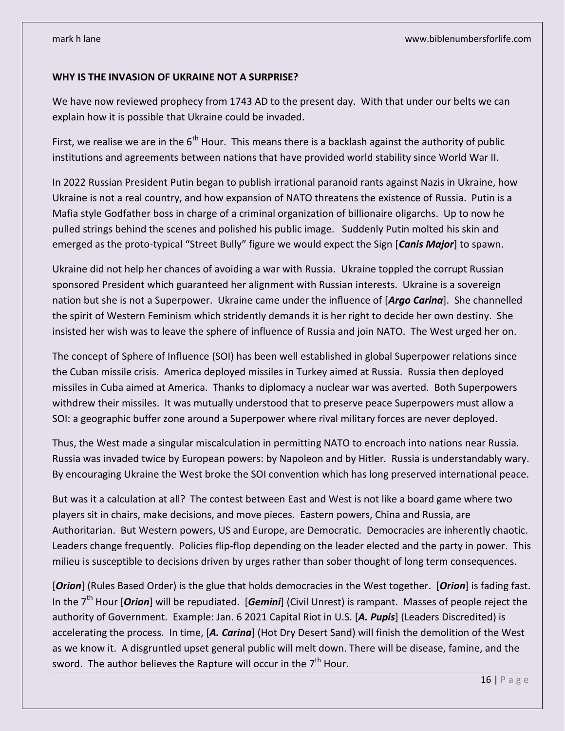**WHY IS THE INVASION OF UKRAINE NOT A SURPRISE?**

We have now reviewed prophecy from 1743 AD to the present day. With that under our belts we can explain how it is possible that Ukraine could be invaded.

First, we realise we are in the 6th Hour. This means there is a backlash against the authority of public institutions and agreements between nations that have provided world stability since World War II.

In 2022 Russian President Putin began to publish irrational paranoid rants against Nazis in Ukraine, how Ukraine is not a real country, and how expansion of NATO threatens the existence of Russia. Putin is a Mafia style Godfather boss in charge of a criminal organization of billionaire oligarchs. Up to now he pulled strings behind the scenes and polished his public image. Suddenly Putin molted his skin and emerged as the proto-typical "Street Bully" figure we would expect the Sign [***Canis Major***] to spawn.

Ukraine did not help her chances of avoiding a war with Russia. Ukraine toppled the corrupt Russian sponsored President which guaranteed her alignment with Russian interests. Ukraine is a sovereign nation but she is not a Superpower. Ukraine came under the influence of [***Argo Carina***]. She channelled the spirit of Western Feminism which stridently demands it is her right to decide her own destiny. She insisted her wish was to leave the sphere of influence of Russia and join NATO. The West urged her on.

The concept of Sphere of Influence (SOI) has been well established in global Superpower relations since the Cuban missile crisis. America deployed missiles in Turkey aimed at Russia. Russia then deployed missiles in Cuba aimed at America. Thanks to diplomacy a nuclear war was averted. Both Superpowers withdrew their missiles. It was mutually understood that to preserve peace Superpowers must allow a SOI: a geographic buffer zone around a Superpower where rival military forces are never deployed.

Thus, the West made a singular miscalculation in permitting NATO to encroach into nations near Russia. Russia was invaded twice by European powers: by Napoleon and by Hitler. Russia is understandably wary. By encouraging Ukraine the West broke the SOI convention which has long preserved international peace.

But was it a calculation at all? The contest between East and West is not like a board game where two players sit in chairs, make decisions, and move pieces. Eastern powers, China and Russia, are Authoritarian. But Western powers, US and Europe, are Democratic. Democracies are inherently chaotic. Leaders change frequently. Policies flip-flop depending on the leader elected and the party in power. This milieu is susceptible to decisions driven by urges rather than sober thought of long term consequences.

[***Orion***] (Rules Based Order) is the glue that holds democracies in the West together. [***Orion***] is fading fast. In the 7th Hour [***Orion***] will be repudiated. [***Gemini***] (Civil Unrest) is rampant. Masses of people reject the authority of Government. Example: Jan. 6 2021 Capital Riot in U.S. [***A. Pupis***] (Leaders Discredited) is accelerating the process. In time, [***A. Carina***] (Hot Dry Desert Sand) will finish the demolition of the West as we know it. A disgruntled upset general public will melt down. There will be disease, famine, and the sword. The author believes the Rapture will occur in the 7th Hour.